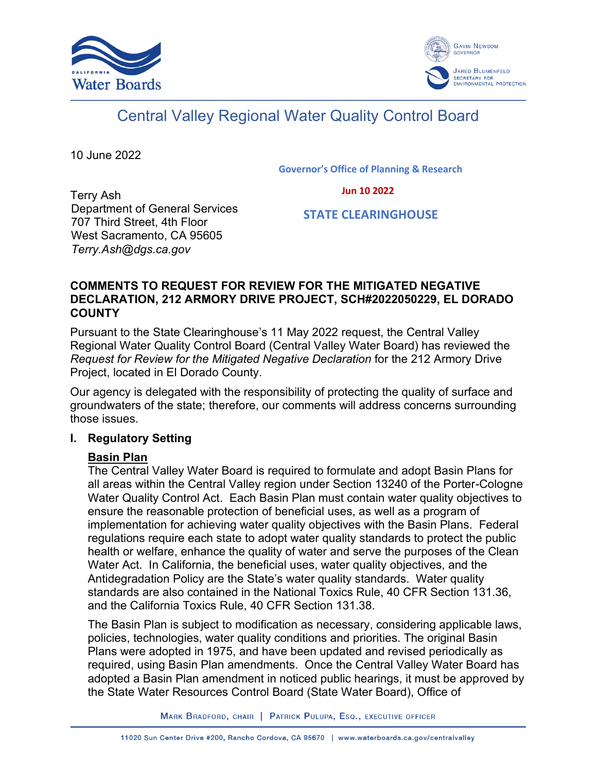Central Valley Regional Water Quality Control Board

10 June 2022

**Governor's Office of Planning & Research**

**Jun 10 2022**

**STATE CLEARINGHOUSE**

Terry Ash
Department of General Services
707 Third Street, 4th Floor
West Sacramento, CA 95605
*Terry.Ash@dgs.ca.gov*

**COMMENTS TO REQUEST FOR REVIEW FOR THE MITIGATED NEGATIVE DECLARATION, 212 ARMORY DRIVE PROJECT, SCH#2022050229, EL DORADO COUNTY**

Pursuant to the State Clearinghouse's 11 May 2022 request, the Central Valley Regional Water Quality Control Board (Central Valley Water Board) has reviewed the *Request for Review for the Mitigated Negative Declaration* for the 212 Armory Drive Project, located in El Dorado County.

Our agency is delegated with the responsibility of protecting the quality of surface and groundwaters of the state; therefore, our comments will address concerns surrounding those issues.

## I. Regulatory Setting

### Basin Plan

The Central Valley Water Board is required to formulate and adopt Basin Plans for all areas within the Central Valley region under Section 13240 of the Porter-Cologne Water Quality Control Act. Each Basin Plan must contain water quality objectives to ensure the reasonable protection of beneficial uses, as well as a program of implementation for achieving water quality objectives with the Basin Plans. Federal regulations require each state to adopt water quality standards to protect the public health or welfare, enhance the quality of water and serve the purposes of the Clean Water Act. In California, the beneficial uses, water quality objectives, and the Antidegradation Policy are the State's water quality standards. Water quality standards are also contained in the National Toxics Rule, 40 CFR Section 131.36, and the California Toxics Rule, 40 CFR Section 131.38.

The Basin Plan is subject to modification as necessary, considering applicable laws, policies, technologies, water quality conditions and priorities. The original Basin Plans were adopted in 1975, and have been updated and revised periodically as required, using Basin Plan amendments. Once the Central Valley Water Board has adopted a Basin Plan amendment in noticed public hearings, it must be approved by the State Water Resources Control Board (State Water Board), Office of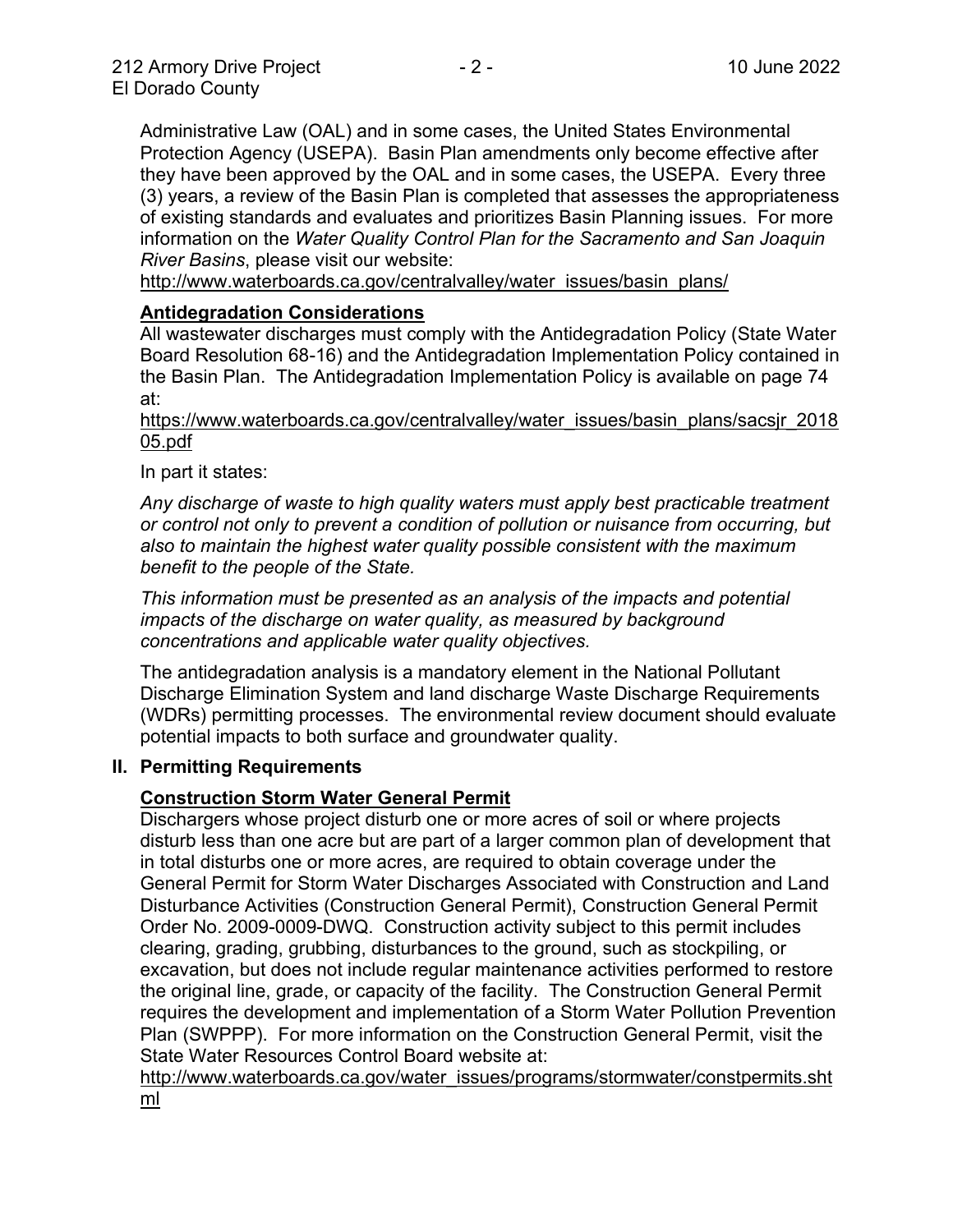Administrative Law (OAL) and in some cases, the United States Environmental Protection Agency (USEPA). Basin Plan amendments only become effective after they have been approved by the OAL and in some cases, the USEPA. Every three (3) years, a review of the Basin Plan is completed that assesses the appropriateness of existing standards and evaluates and prioritizes Basin Planning issues. For more information on the *Water Quality Control Plan for the Sacramento and San Joaquin River Basins*, please visit our website:
http://www.waterboards.ca.gov/centralvalley/water_issues/basin_plans/

**Antidegradation Considerations**

All wastewater discharges must comply with the Antidegradation Policy (State Water Board Resolution 68-16) and the Antidegradation Implementation Policy contained in the Basin Plan. The Antidegradation Implementation Policy is available on page 74 at:
https://www.waterboards.ca.gov/centralvalley/water_issues/basin_plans/sacsjr_201805.pdf

In part it states:

*Any discharge of waste to high quality waters must apply best practicable treatment or control not only to prevent a condition of pollution or nuisance from occurring, but also to maintain the highest water quality possible consistent with the maximum benefit to the people of the State.*

*This information must be presented as an analysis of the impacts and potential impacts of the discharge on water quality, as measured by background concentrations and applicable water quality objectives.*

The antidegradation analysis is a mandatory element in the National Pollutant Discharge Elimination System and land discharge Waste Discharge Requirements (WDRs) permitting processes. The environmental review document should evaluate potential impacts to both surface and groundwater quality.

## II. Permitting Requirements

**Construction Storm Water General Permit**

Dischargers whose project disturb one or more acres of soil or where projects disturb less than one acre but are part of a larger common plan of development that in total disturbs one or more acres, are required to obtain coverage under the General Permit for Storm Water Discharges Associated with Construction and Land Disturbance Activities (Construction General Permit), Construction General Permit Order No. 2009-0009-DWQ. Construction activity subject to this permit includes clearing, grading, grubbing, disturbances to the ground, such as stockpiling, or excavation, but does not include regular maintenance activities performed to restore the original line, grade, or capacity of the facility. The Construction General Permit requires the development and implementation of a Storm Water Pollution Prevention Plan (SWPPP). For more information on the Construction General Permit, visit the State Water Resources Control Board website at:
http://www.waterboards.ca.gov/water_issues/programs/stormwater/constpermits.shtml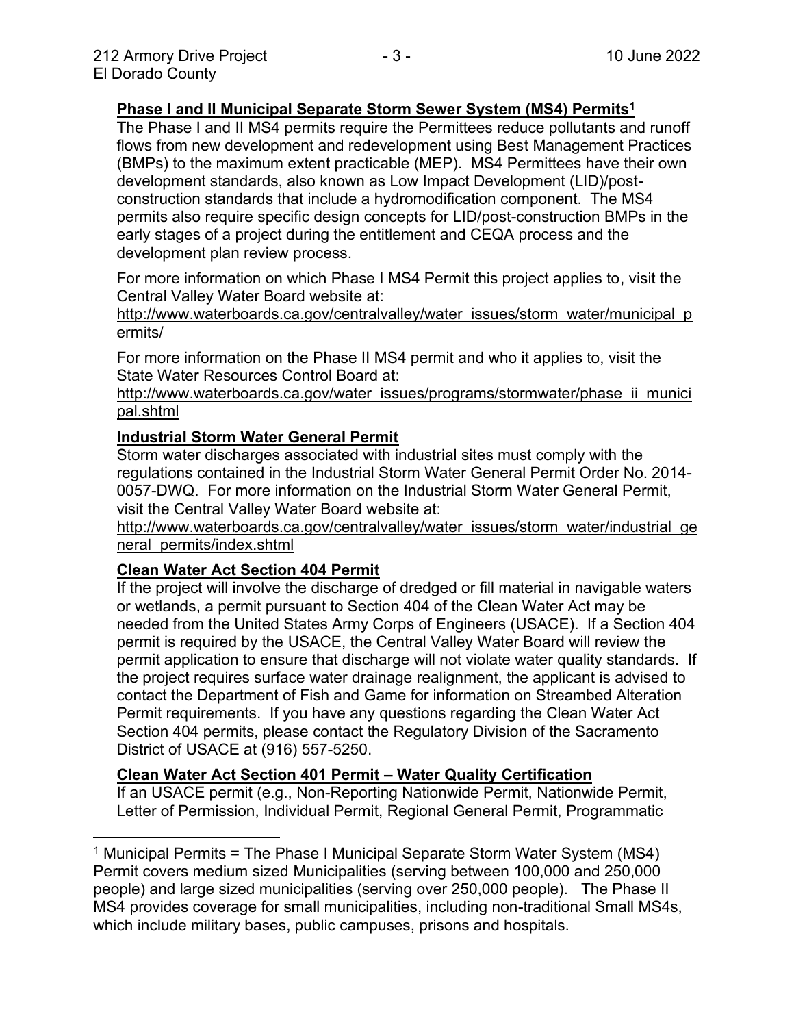### Phase I and II Municipal Separate Storm Sewer System (MS4) Permits[1]

The Phase I and II MS4 permits require the Permittees reduce pollutants and runoff flows from new development and redevelopment using Best Management Practices (BMPs) to the maximum extent practicable (MEP). MS4 Permittees have their own development standards, also known as Low Impact Development (LID)/post-construction standards that include a hydromodification component. The MS4 permits also require specific design concepts for LID/post-construction BMPs in the early stages of a project during the entitlement and CEQA process and the development plan review process.

For more information on which Phase I MS4 Permit this project applies to, visit the Central Valley Water Board website at:
http://www.waterboards.ca.gov/centralvalley/water_issues/storm_water/municipal_permits/

For more information on the Phase II MS4 permit and who it applies to, visit the State Water Resources Control Board at:
http://www.waterboards.ca.gov/water_issues/programs/stormwater/phase_ii_municipal.shtml

### Industrial Storm Water General Permit

Storm water discharges associated with industrial sites must comply with the regulations contained in the Industrial Storm Water General Permit Order No. 2014-0057-DWQ. For more information on the Industrial Storm Water General Permit, visit the Central Valley Water Board website at:
http://www.waterboards.ca.gov/centralvalley/water_issues/storm_water/industrial_general_permits/index.shtml

### Clean Water Act Section 404 Permit

If the project will involve the discharge of dredged or fill material in navigable waters or wetlands, a permit pursuant to Section 404 of the Clean Water Act may be needed from the United States Army Corps of Engineers (USACE). If a Section 404 permit is required by the USACE, the Central Valley Water Board will review the permit application to ensure that discharge will not violate water quality standards. If the project requires surface water drainage realignment, the applicant is advised to contact the Department of Fish and Game for information on Streambed Alteration Permit requirements. If you have any questions regarding the Clean Water Act Section 404 permits, please contact the Regulatory Division of the Sacramento District of USACE at (916) 557-5250.

### Clean Water Act Section 401 Permit – Water Quality Certification

If an USACE permit (e.g., Non-Reporting Nationwide Permit, Nationwide Permit, Letter of Permission, Individual Permit, Regional General Permit, Programmatic

---

[1] Municipal Permits = The Phase I Municipal Separate Storm Water System (MS4) Permit covers medium sized Municipalities (serving between 100,000 and 250,000 people) and large sized municipalities (serving over 250,000 people). The Phase II MS4 provides coverage for small municipalities, including non-traditional Small MS4s, which include military bases, public campuses, prisons and hospitals.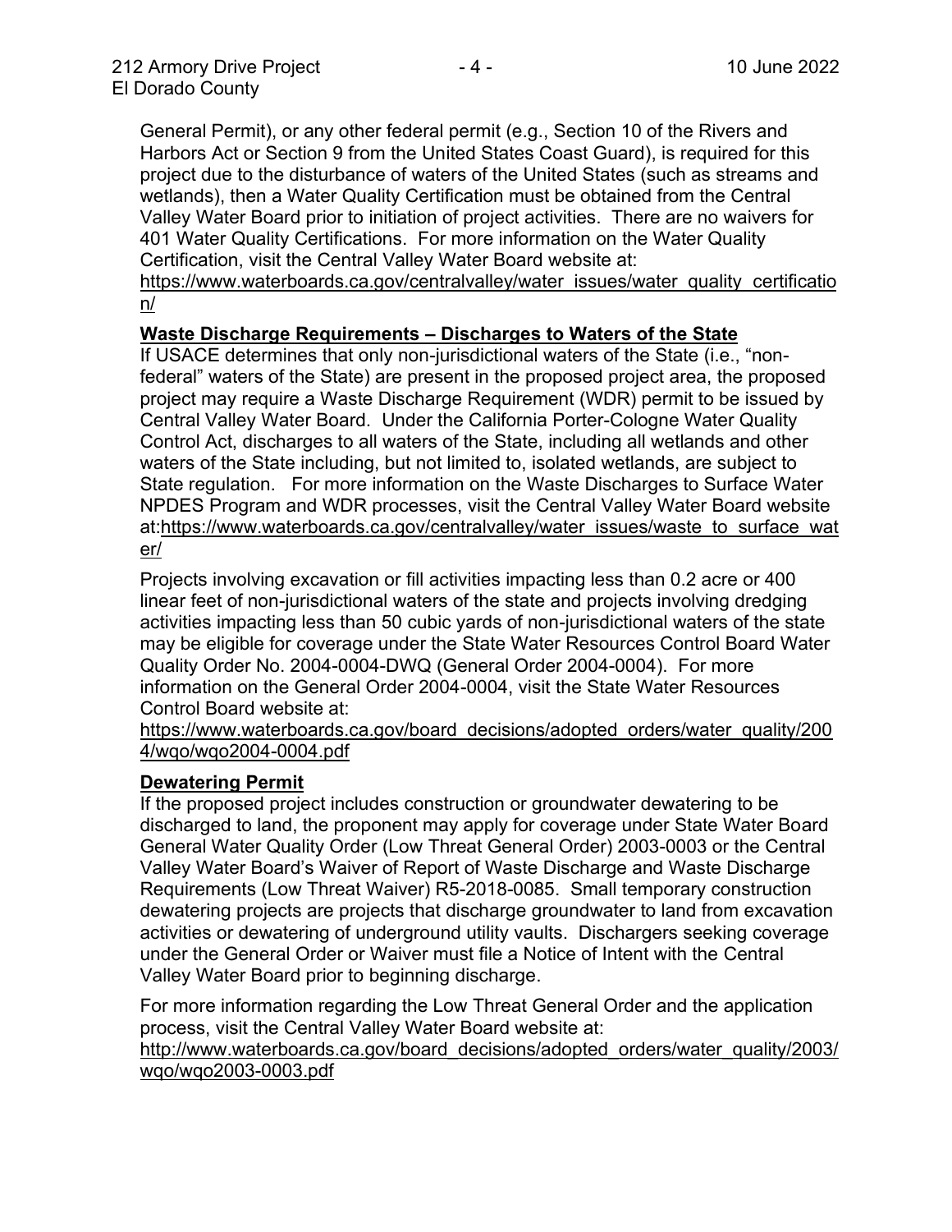General Permit), or any other federal permit (e.g., Section 10 of the Rivers and Harbors Act or Section 9 from the United States Coast Guard), is required for this project due to the disturbance of waters of the United States (such as streams and wetlands), then a Water Quality Certification must be obtained from the Central Valley Water Board prior to initiation of project activities. There are no waivers for 401 Water Quality Certifications. For more information on the Water Quality Certification, visit the Central Valley Water Board website at: https://www.waterboards.ca.gov/centralvalley/water_issues/water_quality_certification/

**Waste Discharge Requirements – Discharges to Waters of the State**

If USACE determines that only non-jurisdictional waters of the State (i.e., "non-federal" waters of the State) are present in the proposed project area, the proposed project may require a Waste Discharge Requirement (WDR) permit to be issued by Central Valley Water Board. Under the California Porter-Cologne Water Quality Control Act, discharges to all waters of the State, including all wetlands and other waters of the State including, but not limited to, isolated wetlands, are subject to State regulation. For more information on the Waste Discharges to Surface Water NPDES Program and WDR processes, visit the Central Valley Water Board website at:https://www.waterboards.ca.gov/centralvalley/water_issues/waste_to_surface_water/

Projects involving excavation or fill activities impacting less than 0.2 acre or 400 linear feet of non-jurisdictional waters of the state and projects involving dredging activities impacting less than 50 cubic yards of non-jurisdictional waters of the state may be eligible for coverage under the State Water Resources Control Board Water Quality Order No. 2004-0004-DWQ (General Order 2004-0004). For more information on the General Order 2004-0004, visit the State Water Resources Control Board website at:

https://www.waterboards.ca.gov/board_decisions/adopted_orders/water_quality/2004/wqo/wqo2004-0004.pdf

**Dewatering Permit**

If the proposed project includes construction or groundwater dewatering to be discharged to land, the proponent may apply for coverage under State Water Board General Water Quality Order (Low Threat General Order) 2003-0003 or the Central Valley Water Board's Waiver of Report of Waste Discharge and Waste Discharge Requirements (Low Threat Waiver) R5-2018-0085. Small temporary construction dewatering projects are projects that discharge groundwater to land from excavation activities or dewatering of underground utility vaults. Dischargers seeking coverage under the General Order or Waiver must file a Notice of Intent with the Central Valley Water Board prior to beginning discharge.

For more information regarding the Low Threat General Order and the application process, visit the Central Valley Water Board website at:

http://www.waterboards.ca.gov/board_decisions/adopted_orders/water_quality/2003/wqo/wqo2003-0003.pdf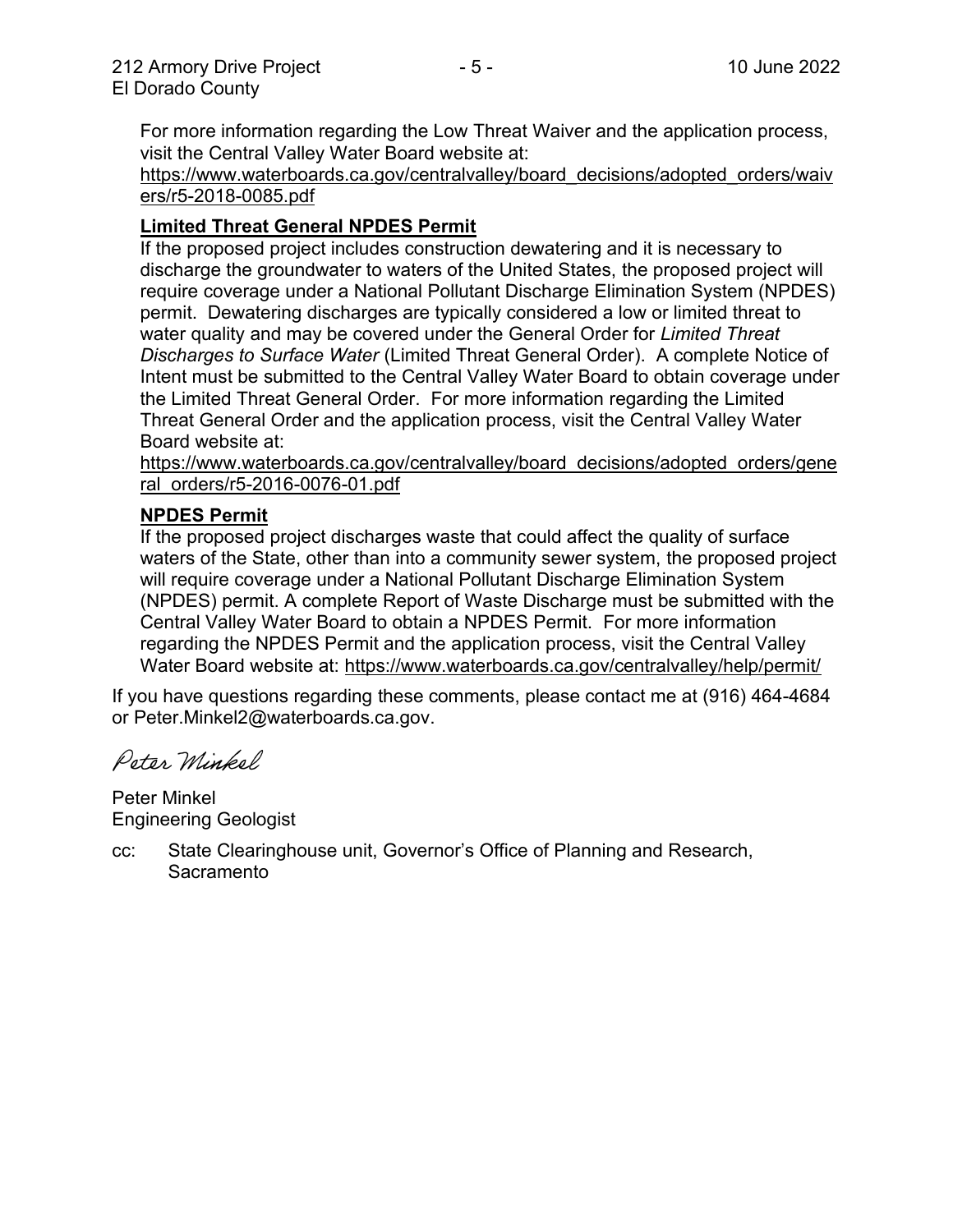For more information regarding the Low Threat Waiver and the application process, visit the Central Valley Water Board website at: https://www.waterboards.ca.gov/centralvalley/board_decisions/adopted_orders/waivers/r5-2018-0085.pdf

**Limited Threat General NPDES Permit**

If the proposed project includes construction dewatering and it is necessary to discharge the groundwater to waters of the United States, the proposed project will require coverage under a National Pollutant Discharge Elimination System (NPDES) permit. Dewatering discharges are typically considered a low or limited threat to water quality and may be covered under the General Order for *Limited Threat Discharges to Surface Water* (Limited Threat General Order). A complete Notice of Intent must be submitted to the Central Valley Water Board to obtain coverage under the Limited Threat General Order. For more information regarding the Limited Threat General Order and the application process, visit the Central Valley Water Board website at: https://www.waterboards.ca.gov/centralvalley/board_decisions/adopted_orders/general_orders/r5-2016-0076-01.pdf

**NPDES Permit**

If the proposed project discharges waste that could affect the quality of surface waters of the State, other than into a community sewer system, the proposed project will require coverage under a National Pollutant Discharge Elimination System (NPDES) permit. A complete Report of Waste Discharge must be submitted with the Central Valley Water Board to obtain a NPDES Permit. For more information regarding the NPDES Permit and the application process, visit the Central Valley Water Board website at: https://www.waterboards.ca.gov/centralvalley/help/permit/

If you have questions regarding these comments, please contact me at (916) 464-4684 or Peter.Minkel2@waterboards.ca.gov.

*Peter Minkel*

Peter Minkel
Engineering Geologist

cc: State Clearinghouse unit, Governor's Office of Planning and Research, Sacramento